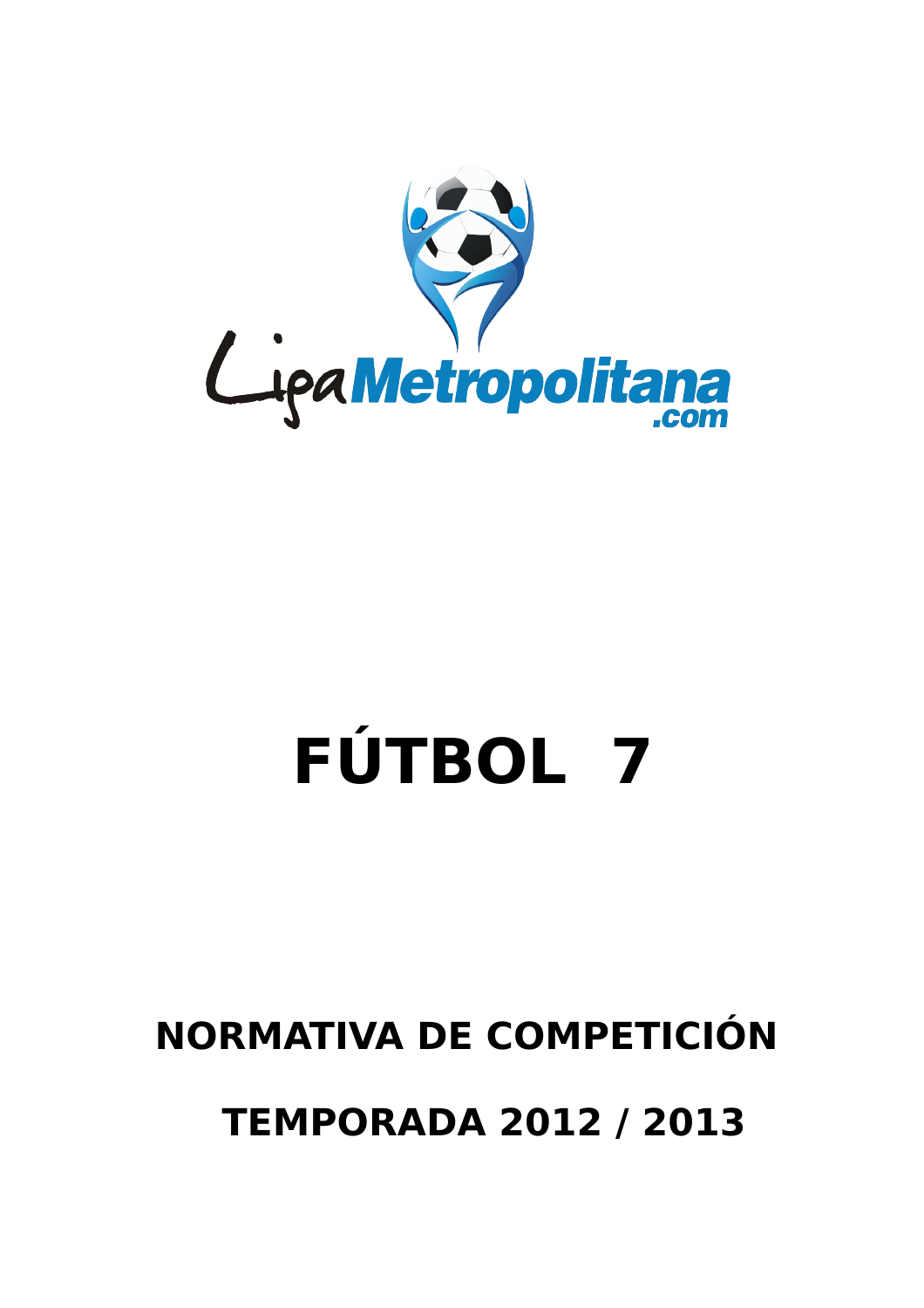LigaMetropolitana.com

# FÚTBOL 7

## NORMATIVA DE COMPETICIÓN

## TEMPORADA 2012 / 2013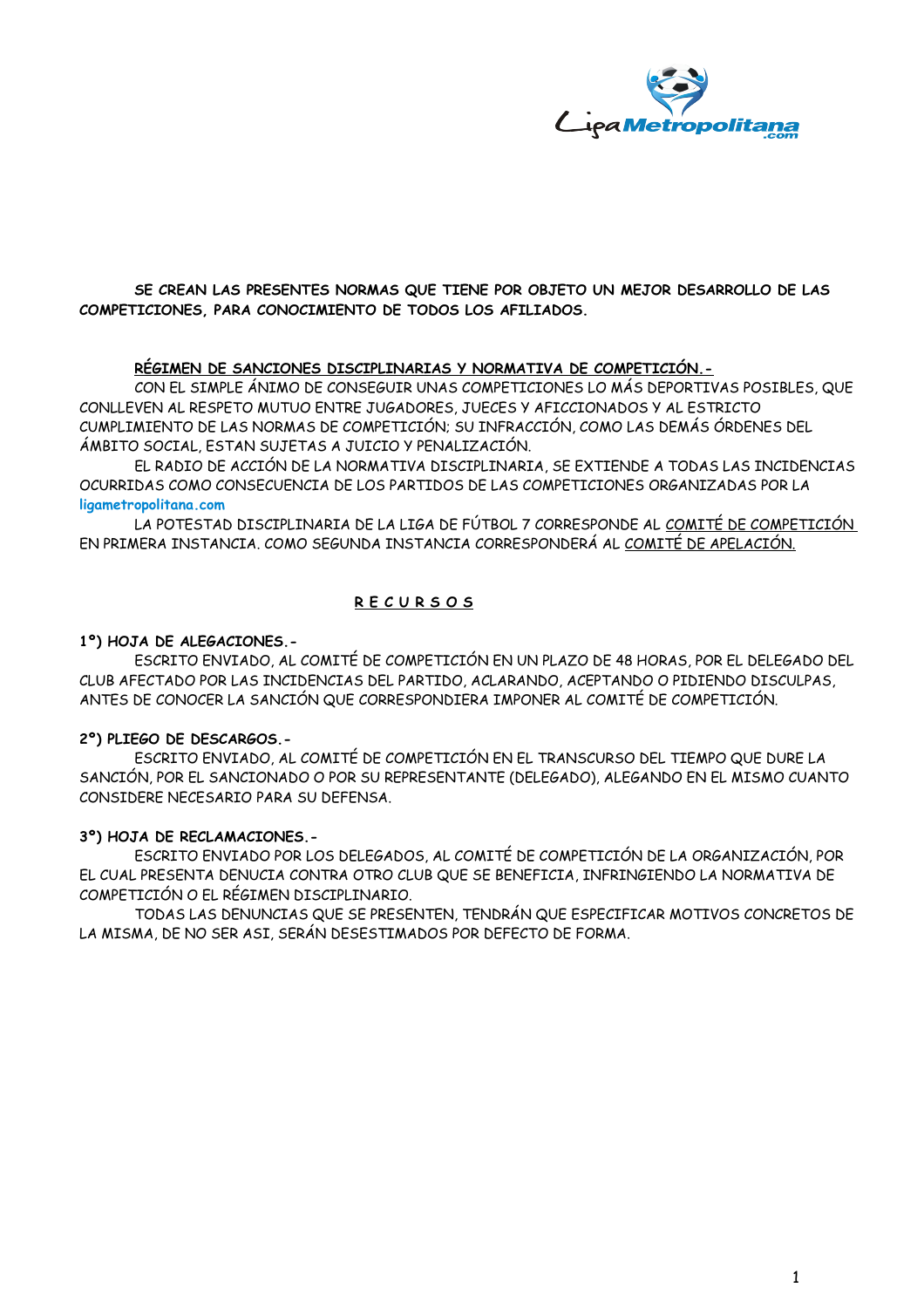**SE CREAN LAS PRESENTES NORMAS QUE TIENE POR OBJETO UN MEJOR DESARROLLO DE LAS COMPETICIONES, PARA CONOCIMIENTO DE TODOS LOS AFILIADOS.**

**RÉGIMEN DE SANCIONES DISCIPLINARIAS Y NORMATIVA DE COMPETICIÓN.-**

CON EL SIMPLE ÁNIMO DE CONSEGUIR UNAS COMPETICIONES LO MÁS DEPORTIVAS POSIBLES, QUE CONLLEVEN AL RESPETO MUTUO ENTRE JUGADORES, JUECES Y AFICCIONADOS Y AL ESTRICTO CUMPLIMIENTO DE LAS NORMAS DE COMPETICIÓN; SU INFRACCIÓN, COMO LAS DEMÁS ÓRDENES DEL ÁMBITO SOCIAL, ESTAN SUJETAS A JUICIO Y PENALIZACIÓN.

EL RADIO DE ACCIÓN DE LA NORMATIVA DISCIPLINARIA, SE EXTIENDE A TODAS LAS INCIDENCIAS OCURRIDAS COMO CONSECUENCIA DE LOS PARTIDOS DE LAS COMPETICIONES ORGANIZADAS POR LA **ligametropolitana.com**

LA POTESTAD DISCIPLINARIA DE LA LIGA DE FÚTBOL 7 CORRESPONDE AL COMITÉ DE COMPETICIÓN EN PRIMERA INSTANCIA. COMO SEGUNDA INSTANCIA CORRESPONDERÁ AL COMITÉ DE APELACIÓN.

## R E C U R S O S

**1º) HOJA DE ALEGACIONES.-**

ESCRITO ENVIADO, AL COMITÉ DE COMPETICIÓN EN UN PLAZO DE 48 HORAS, POR EL DELEGADO DEL CLUB AFECTADO POR LAS INCIDENCIAS DEL PARTIDO, ACLARANDO, ACEPTANDO O PIDIENDO DISCULPAS, ANTES DE CONOCER LA SANCIÓN QUE CORRESPONDIERA IMPONER AL COMITÉ DE COMPETICIÓN.

**2º) PLIEGO DE DESCARGOS.-**

ESCRITO ENVIADO, AL COMITÉ DE COMPETICIÓN EN EL TRANSCURSO DEL TIEMPO QUE DURE LA SANCIÓN, POR EL SANCIONADO O POR SU REPRESENTANTE (DELEGADO), ALEGANDO EN EL MISMO CUANTO CONSIDERE NECESARIO PARA SU DEFENSA.

**3º) HOJA DE RECLAMACIONES.-**

ESCRITO ENVIADO POR LOS DELEGADOS, AL COMITÉ DE COMPETICIÓN DE LA ORGANIZACIÓN, POR EL CUAL PRESENTA DENUCIA CONTRA OTRO CLUB QUE SE BENEFICIA, INFRINGIENDO LA NORMATIVA DE COMPETICIÓN O EL RÉGIMEN DISCIPLINARIO.

TODAS LAS DENUNCIAS QUE SE PRESENTEN, TENDRÁN QUE ESPECIFICAR MOTIVOS CONCRETOS DE LA MISMA, DE NO SER ASI, SERÁN DESESTIMADOS POR DEFECTO DE FORMA.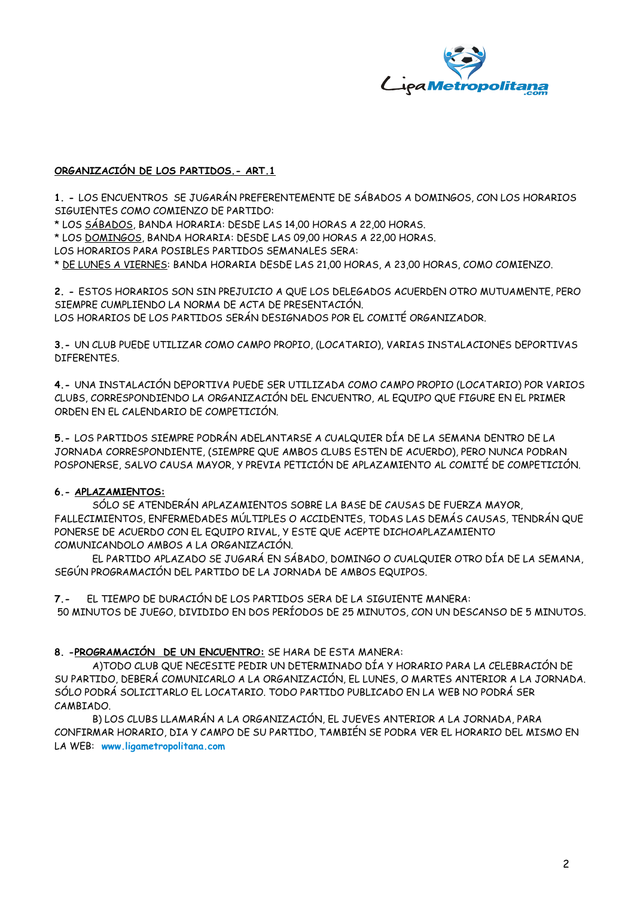## <u>ORGANIZACIÓN DE LOS PARTIDOS.- ART.1</u>

**1. -** LOS ENCUENTROS SE JUGARÁN PREFERENTEMENTE DE SÁBADOS A DOMINGOS, CON LOS HORARIOS SIGUIENTES COMO COMIENZO DE PARTIDO:

\* LOS <u>SÁBADOS</u>, BANDA HORARIA: DESDE LAS 14,00 HORAS A 22,00 HORAS.
\* LOS <u>DOMINGOS</u>, BANDA HORARIA: DESDE LAS 09,00 HORAS A 22,00 HORAS.
LOS HORARIOS PARA POSIBLES PARTIDOS SEMANALES SERA:
\* <u>DE LUNES A VIERNES</u>: BANDA HORARIA DESDE LAS 21,00 HORAS, A 23,00 HORAS, COMO COMIENZO.

**2. -** ESTOS HORARIOS SON SIN PREJUICIO A QUE LOS DELEGADOS ACUERDEN OTRO MUTUAMENTE, PERO SIEMPRE CUMPLIENDO LA NORMA DE ACTA DE PRESENTACIÓN.
LOS HORARIOS DE LOS PARTIDOS SERÁN DESIGNADOS POR EL COMITÉ ORGANIZADOR.

**3.-** UN CLUB PUEDE UTILIZAR COMO CAMPO PROPIO, (LOCATARIO), VARIAS INSTALACIONES DEPORTIVAS DIFERENTES.

**4.-** UNA INSTALACIÓN DEPORTIVA PUEDE SER UTILIZADA COMO CAMPO PROPIO (LOCATARIO) POR VARIOS CLUBS, CORRESPONDIENDO LA ORGANIZACIÓN DEL ENCUENTRO, AL EQUIPO QUE FIGURE EN EL PRIMER ORDEN EN EL CALENDARIO DE COMPETICIÓN.

**5.-** LOS PARTIDOS SIEMPRE PODRÁN ADELANTARSE A CUALQUIER DÍA DE LA SEMANA DENTRO DE LA JORNADA CORRESPONDIENTE, (SIEMPRE QUE AMBOS CLUBS ESTEN DE ACUERDO), PERO NUNCA PODRAN POSPONERSE, SALVO CAUSA MAYOR, Y PREVIA PETICIÓN DE APLAZAMIENTO AL COMITÉ DE COMPETICIÓN.

**6.- <u>APLAZAMIENTOS:</u>**

SÓLO SE ATENDERÁN APLAZAMIENTOS SOBRE LA BASE DE CAUSAS DE FUERZA MAYOR, FALLECIMIENTOS, ENFERMEDADES MÚLTIPLES O ACCIDENTES, TODAS LAS DEMÁS CAUSAS, TENDRÁN QUE PONERSE DE ACUERDO CON EL EQUIPO RIVAL, Y ESTE QUE ACEPTE DICHOAPLAZAMIENTO COMUNICANDOLO AMBOS A LA ORGANIZACIÓN.

EL PARTIDO APLAZADO SE JUGARÁ EN SÁBADO, DOMINGO O CUALQUIER OTRO DÍA DE LA SEMANA, SEGÚN PROGRAMACIÓN DEL PARTIDO DE LA JORNADA DE AMBOS EQUIPOS.

**7.-** EL TIEMPO DE DURACIÓN DE LOS PARTIDOS SERA DE LA SIGUIENTE MANERA:
50 MINUTOS DE JUEGO, DIVIDIDO EN DOS PERÍODOS DE 25 MINUTOS, CON UN DESCANSO DE 5 MINUTOS.

**8. -<u>PROGRAMACIÓN DE UN ENCUENTRO:</u>** SE HARA DE ESTA MANERA:

A)TODO CLUB QUE NECESITE PEDIR UN DETERMINADO DÍA Y HORARIO PARA LA CELEBRACIÓN DE SU PARTIDO, DEBERÁ COMUNICARLO A LA ORGANIZACIÓN, EL LUNES, O MARTES ANTERIOR A LA JORNADA. SÓLO PODRÁ SOLICITARLO EL LOCATARIO. TODO PARTIDO PUBLICADO EN LA WEB NO PODRÁ SER CAMBIADO.

B) LOS CLUBS LLAMARÁN A LA ORGANIZACIÓN, EL JUEVES ANTERIOR A LA JORNADA, PARA CONFIRMAR HORARIO, DIA Y CAMPO DE SU PARTIDO, TAMBIÉN SE PODRA VER EL HORARIO DEL MISMO EN LA WEB: **www.ligametropolitana.com**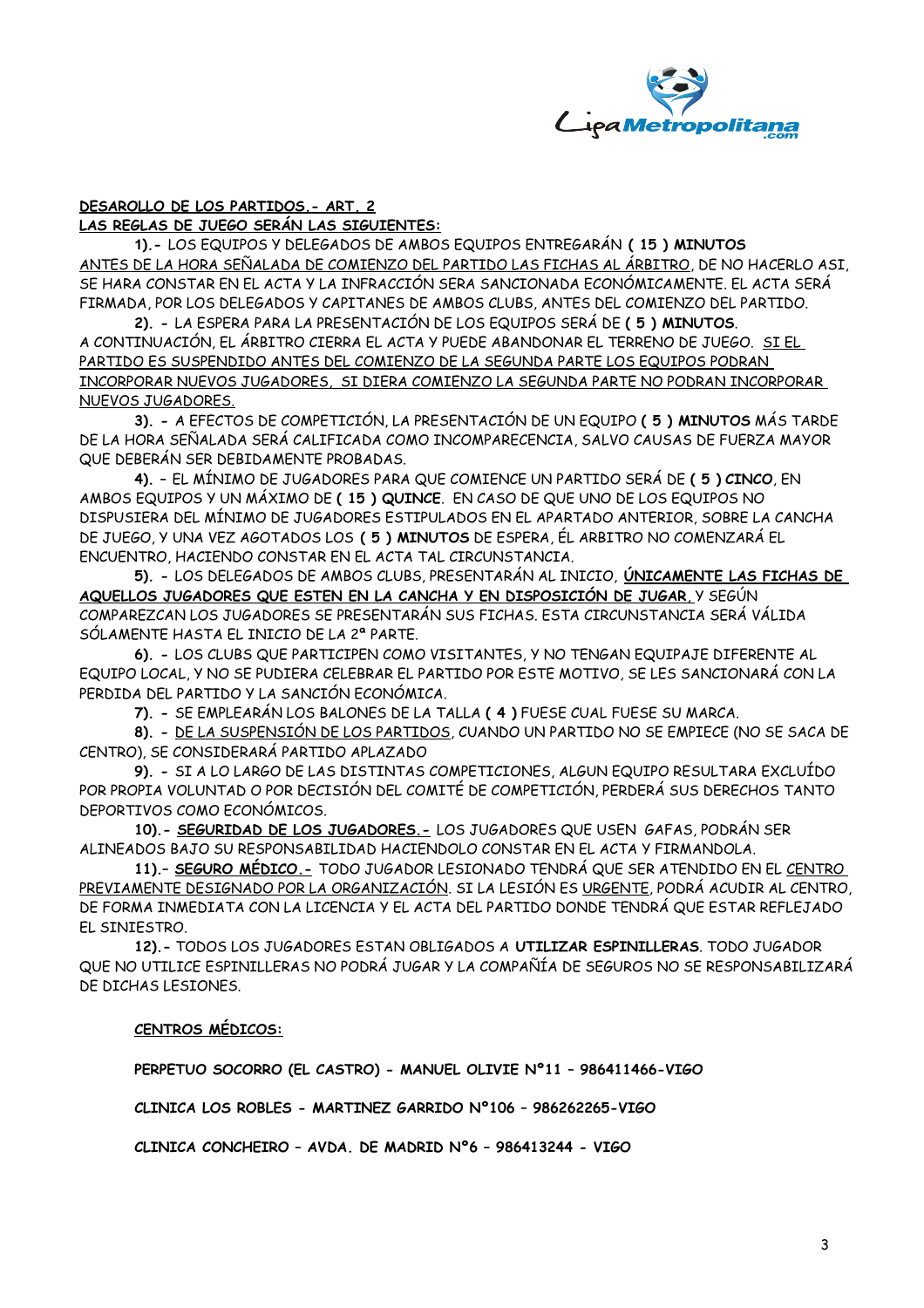**DESAROLLO DE LOS PARTIDOS.- ART. 2**
**LAS REGLAS DE JUEGO SERÁN LAS SIGUIENTES:**

**1).-** LOS EQUIPOS Y DELEGADOS DE AMBOS EQUIPOS ENTREGARÁN **( 15 ) MINUTOS** ANTES DE LA HORA SEÑALADA DE COMIENZO DEL PARTIDO LAS FICHAS AL ÁRBITRO, DE NO HACERLO ASI, SE HARA CONSTAR EN EL ACTA Y LA INFRACCIÓN SERA SANCIONADA ECONÓMICAMENTE. EL ACTA SERÁ FIRMADA, POR LOS DELEGADOS Y CAPITANES DE AMBOS CLUBS, ANTES DEL COMIENZO DEL PARTIDO.

**2). -** LA ESPERA PARA LA PRESENTACIÓN DE LOS EQUIPOS SERÁ DE **( 5 ) MINUTOS**. A CONTINUACIÓN, EL ÁRBITRO CIERRA EL ACTA Y PUEDE ABANDONAR EL TERRENO DE JUEGO. SI EL PARTIDO ES SUSPENDIDO ANTES DEL COMIENZO DE LA SEGUNDA PARTE LOS EQUIPOS PODRAN INCORPORAR NUEVOS JUGADORES, SI DIERA COMIENZO LA SEGUNDA PARTE NO PODRAN INCORPORAR NUEVOS JUGADORES.

**3). -** A EFECTOS DE COMPETICIÓN, LA PRESENTACIÓN DE UN EQUIPO **( 5 ) MINUTOS** MÁS TARDE DE LA HORA SEÑALADA SERÁ CALIFICADA COMO INCOMPARECENCIA, SALVO CAUSAS DE FUERZA MAYOR QUE DEBERÁN SER DEBIDAMENTE PROBADAS.

**4). -** EL MÍNIMO DE JUGADORES PARA QUE COMIENCE UN PARTIDO SERÁ DE **( 5 ) CINCO**, EN AMBOS EQUIPOS Y UN MÁXIMO DE **( 15 ) QUINCE**. EN CASO DE QUE UNO DE LOS EQUIPOS NO DISPUSIERA DEL MÍNIMO DE JUGADORES ESTIPULADOS EN EL APARTADO ANTERIOR, SOBRE LA CANCHA DE JUEGO, Y UNA VEZ AGOTADOS LOS **( 5 ) MINUTOS** DE ESPERA, ÉL ARBITRO NO COMENZARÁ EL ENCUENTRO, HACIENDO CONSTAR EN EL ACTA TAL CIRCUNSTANCIA.

**5). -** LOS DELEGADOS DE AMBOS CLUBS, PRESENTARÁN AL INICIO, **ÚNICAMENTE LAS FICHAS DE AQUELLOS JUGADORES QUE ESTEN EN LA CANCHA Y EN DISPOSICIÓN DE JUGAR,** Y SEGÚN COMPAREZCAN LOS JUGADORES SE PRESENTARÁN SUS FICHAS. ESTA CIRCUNSTANCIA SERÁ VÁLIDA SÓLAMENTE HASTA EL INICIO DE LA 2ª PARTE.

**6). -** LOS CLUBS QUE PARTICIPEN COMO VISITANTES, Y NO TENGAN EQUIPAJE DIFERENTE AL EQUIPO LOCAL, Y NO SE PUDIERA CELEBRAR EL PARTIDO POR ESTE MOTIVO, SE LES SANCIONARÁ CON LA PERDIDA DEL PARTIDO Y LA SANCIÓN ECONÓMICA.

**7). -** SE EMPLEARÁN LOS BALONES DE LA TALLA **( 4 )** FUESE CUAL FUESE SU MARCA.

**8). -** DE LA SUSPENSIÓN DE LOS PARTIDOS, CUANDO UN PARTIDO NO SE EMPIECE (NO SE SACA DE CENTRO), SE CONSIDERARÁ PARTIDO APLAZADO

**9). -** SI A LO LARGO DE LAS DISTINTAS COMPETICIONES, ALGUN EQUIPO RESULTARA EXCLUÍDO POR PROPIA VOLUNTAD O POR DECISIÓN DEL COMITÉ DE COMPETICIÓN, PERDERÁ SUS DERECHOS TANTO DEPORTIVOS COMO ECONÓMICOS.

**10).- SEGURIDAD DE LOS JUGADORES.-** LOS JUGADORES QUE USEN GAFAS, PODRÁN SER ALINEADOS BAJO SU RESPONSABILIDAD HACIENDOLO CONSTAR EN EL ACTA Y FIRMANDOLA.

**11).- SEGURO MÉDICO.-** TODO JUGADOR LESIONADO TENDRÁ QUE SER ATENDIDO EN EL CENTRO PREVIAMENTE DESIGNADO POR LA ORGANIZACIÓN. SI LA LESIÓN ES URGENTE, PODRÁ ACUDIR AL CENTRO, DE FORMA INMEDIATA CON LA LICENCIA Y EL ACTA DEL PARTIDO DONDE TENDRÁ QUE ESTAR REFLEJADO EL SINIESTRO.

**12).-** TODOS LOS JUGADORES ESTAN OBLIGADOS A **UTILIZAR ESPINILLERAS**. TODO JUGADOR QUE NO UTILICE ESPINILLERAS NO PODRÁ JUGAR Y LA COMPAÑÍA DE SEGUROS NO SE RESPONSABILIZARÁ DE DICHAS LESIONES.

**CENTROS MÉDICOS:**

**PERPETUO SOCORRO (EL CASTRO) - MANUEL OLIVIE Nº11 – 986411466-VIGO**

**CLINICA LOS ROBLES - MARTINEZ GARRIDO Nº106 – 986262265-VIGO**

**CLINICA CONCHEIRO – AVDA. DE MADRID Nº6 – 986413244 - VIGO**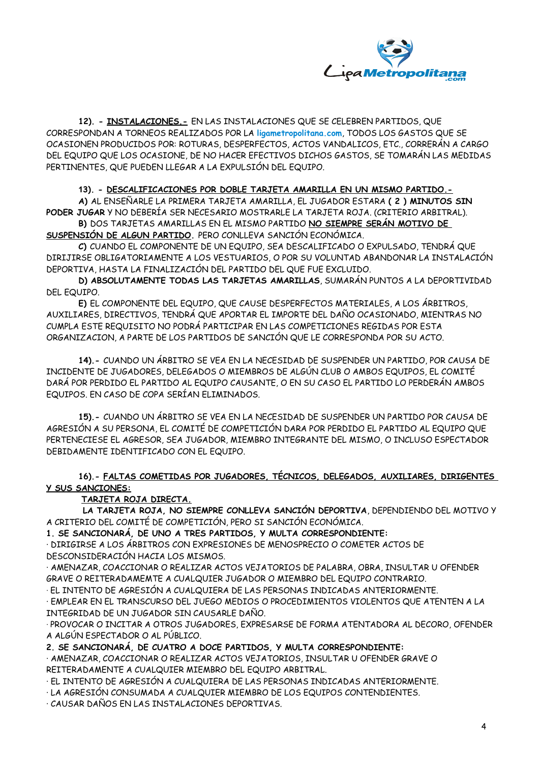**12). - <u>INSTALACIONES.-</u>** EN LAS INSTALACIONES QUE SE CELEBREN PARTIDOS, QUE CORRESPONDAN A TORNEOS REALIZADOS POR LA **ligametropolitana.com**, TODOS LOS GASTOS QUE SE OCASIONEN PRODUCIDOS POR: ROTURAS, DESPERFECTOS, ACTOS VANDALICOS, ETC., CORRERÁN A CARGO DEL EQUIPO QUE LOS OCASIONE, DE NO HACER EFECTIVOS DICHOS GASTOS, SE TOMARÁN LAS MEDIDAS PERTINENTES, QUE PUEDEN LLEGAR A LA EXPULSIÓN DEL EQUIPO.

**13). - <u>DESCALIFICACIONES POR DOBLE TARJETA AMARILLA EN UN MISMO PARTIDO.-</u>**

**A)** AL ENSEÑARLE LA PRIMERA TARJETA AMARILLA, EL JUGADOR ESTARA **( 2 ) MINUTOS SIN PODER JUGAR** Y NO DEBERÍA SER NECESARIO MOSTRARLE LA TARJETA ROJA. (CRITERIO ARBITRAL).

**B)** DOS TARJETAS AMARILLAS EN EL MISMO PARTIDO **<u>NO SIEMPRE SERÁN MOTIVO DE SUSPENSIÓN DE ALGUN PARTIDO</u>.** PERO CONLLEVA SANCIÓN ECONÓMICA.

**C)** CUANDO EL COMPONENTE DE UN EQUIPO, SEA DESCALIFICADO O EXPULSADO, TENDRÁ QUE DIRIJIRSE OBLIGATORIAMENTE A LOS VESTUARIOS, O POR SU VOLUNTAD ABANDONAR LA INSTALACIÓN DEPORTIVA, HASTA LA FINALIZACIÓN DEL PARTIDO DEL QUE FUE EXCLUIDO.

**D) ABSOLUTAMENTE TODAS LAS TARJETAS AMARILLAS**, SUMARÁN PUNTOS A LA DEPORTIVIDAD DEL EQUIPO.

**E)** EL COMPONENTE DEL EQUIPO, QUE CAUSE DESPERFECTOS MATERIALES, A LOS ÁRBITROS, AUXILIARES, DIRECTIVOS, TENDRÁ QUE APORTAR EL IMPORTE DEL DAÑO OCASIONADO, MIENTRAS NO CUMPLA ESTE REQUISITO NO PODRÁ PARTICIPAR EN LAS COMPETICIONES REGIDAS POR ESTA ORGANIZACION, A PARTE DE LOS PARTIDOS DE SANCIÓN QUE LE CORRESPONDA POR SU ACTO.

**14).-** CUANDO UN ÁRBITRO SE VEA EN LA NECESIDAD DE SUSPENDER UN PARTIDO, POR CAUSA DE INCIDENTE DE JUGADORES, DELEGADOS O MIEMBROS DE ALGÚN CLUB O AMBOS EQUIPOS, EL COMITÉ DARÁ POR PERDIDO EL PARTIDO AL EQUIPO CAUSANTE, O EN SU CASO EL PARTIDO LO PERDERÁN AMBOS EQUIPOS. EN CASO DE COPA SERÍAN ELIMINADOS.

**15).-** CUANDO UN ÁRBITRO SE VEA EN LA NECESIDAD DE SUSPENDER UN PARTIDO POR CAUSA DE AGRESIÓN A SU PERSONA, EL COMITÉ DE COMPETICIÓN DARA POR PERDIDO EL PARTIDO AL EQUIPO QUE PERTENECIESE EL AGRESOR, SEA JUGADOR, MIEMBRO INTEGRANTE DEL MISMO, O INCLUSO ESPECTADOR DEBIDAMENTE IDENTIFICADO CON EL EQUIPO.

**16).- <u>FALTAS COMETIDAS POR JUGADORES, TÉCNICOS, DELEGADOS, AUXILIARES, DIRIGENTES Y SUS SANCIONES:</u>**

**<u>TARJETA ROJA DIRECTA.</u>**

**LA TARJETA ROJA, NO SIEMPRE CONLLEVA SANCIÓN DEPORTIVA**, DEPENDIENDO DEL MOTIVO Y A CRITERIO DEL COMITÉ DE COMPETICIÓN, PERO SI SANCIÓN ECONÓMICA.

**1. SE SANCIONARÁ, DE UNO A TRES PARTIDOS, Y MULTA CORRESPONDIENTE:**

· DIRIGIRSE A LOS ÁRBITROS CON EXPRESIONES DE MENOSPRECIO O COMETER ACTOS DE DESCONSIDERACIÓN HACIA LOS MISMOS.

· AMENAZAR, COACCIONAR O REALIZAR ACTOS VEJATORIOS DE PALABRA, OBRA, INSULTAR U OFENDER GRAVE O REITERADAMEMTE A CUALQUIER JUGADOR O MIEMBRO DEL EQUIPO CONTRARIO.

· EL INTENTO DE AGRESIÓN A CUALQUIERA DE LAS PERSONAS INDICADAS ANTERIORMENTE.

· EMPLEAR EN EL TRANSCURSO DEL JUEGO MEDIOS O PROCEDIMIENTOS VIOLENTOS QUE ATENTEN A LA INTEGRIDAD DE UN JUGADOR SIN CAUSARLE DAÑO.

· PROVOCAR O INCITAR A OTROS JUGADORES, EXPRESARSE DE FORMA ATENTADORA AL DECORO, OFENDER A ALGÚN ESPECTADOR O AL PÚBLICO.

**2. SE SANCIONARÁ, DE CUATRO A DOCE PARTIDOS, Y MULTA CORRESPONDIENTE:**

· AMENAZAR, COACCIONAR O REALIZAR ACTOS VEJATORIOS, INSULTAR U OFENDER GRAVE O REITERADAMENTE A CUALQUIER MIEMBRO DEL EQUIPO ARBITRAL.

· EL INTENTO DE AGRESIÓN A CUALQUIERA DE LAS PERSONAS INDICADAS ANTERIORMENTE.

· LA AGRESIÓN CONSUMADA A CUALQUIER MIEMBRO DE LOS EQUIPOS CONTENDIENTES.

· CAUSAR DAÑOS EN LAS INSTALACIONES DEPORTIVAS.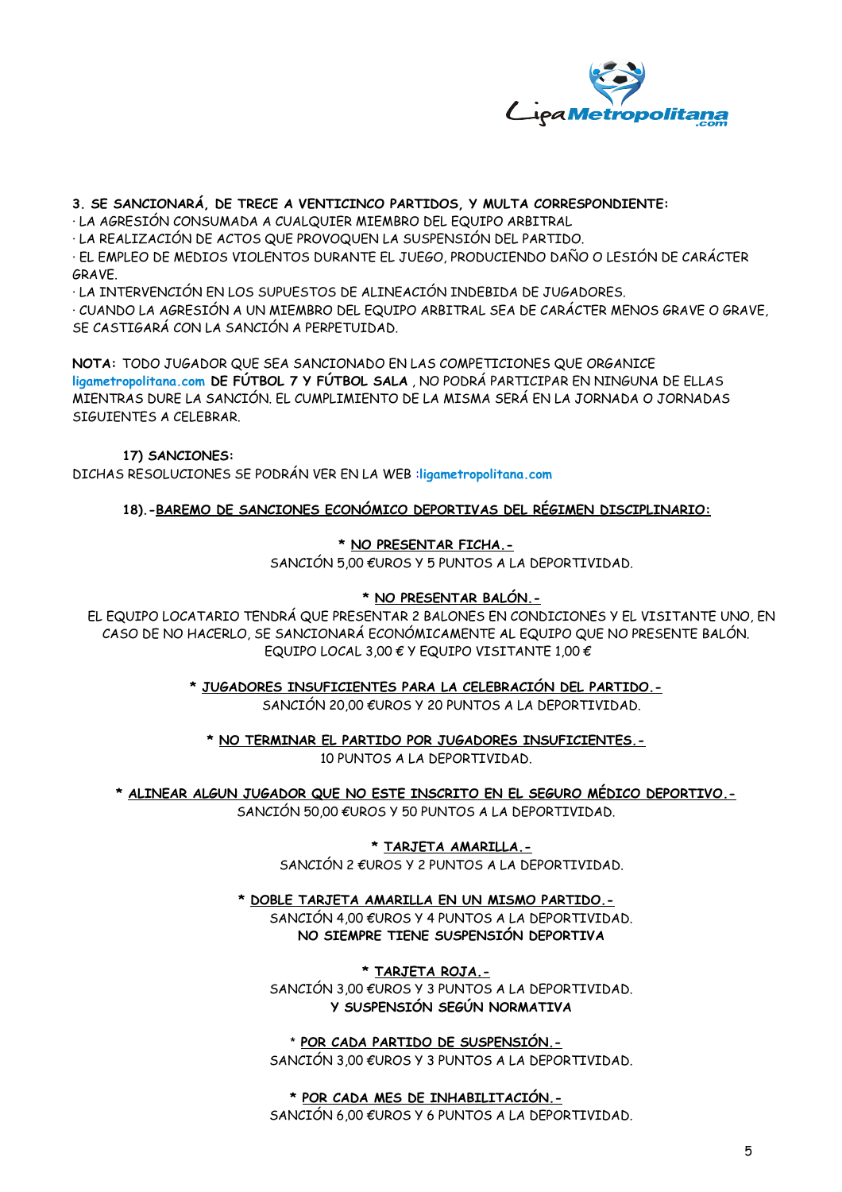**3. SE SANCIONARÁ, DE TRECE A VENTICINCO PARTIDOS, Y MULTA CORRESPONDIENTE:**

· LA AGRESIÓN CONSUMADA A CUALQUIER MIEMBRO DEL EQUIPO ARBITRAL

· LA REALIZACIÓN DE ACTOS QUE PROVOQUEN LA SUSPENSIÓN DEL PARTIDO.

· EL EMPLEO DE MEDIOS VIOLENTOS DURANTE EL JUEGO, PRODUCIENDO DAÑO O LESIÓN DE CARÁCTER GRAVE.

· LA INTERVENCIÓN EN LOS SUPUESTOS DE ALINEACIÓN INDEBIDA DE JUGADORES.

· CUANDO LA AGRESIÓN A UN MIEMBRO DEL EQUIPO ARBITRAL SEA DE CARÁCTER MENOS GRAVE O GRAVE, SE CASTIGARÁ CON LA SANCIÓN A PERPETUIDAD.

**NOTA:** TODO JUGADOR QUE SEA SANCIONADO EN LAS COMPETICIONES QUE ORGANICE ligametropolitana.com **DE FÚTBOL 7 Y FÚTBOL SALA** , NO PODRÁ PARTICIPAR EN NINGUNA DE ELLAS MIENTRAS DURE LA SANCIÓN. EL CUMPLIMIENTO DE LA MISMA SERÁ EN LA JORNADA O JORNADAS SIGUIENTES A CELEBRAR.

**17) SANCIONES:**

DICHAS RESOLUCIONES SE PODRÁN VER EN LA WEB :**ligametropolitana.com**

**18).-BAREMO DE SANCIONES ECONÓMICO DEPORTIVAS DEL RÉGIMEN DISCIPLINARIO:**

**\* NO PRESENTAR FICHA.-**

SANCIÓN 5,00 €UROS Y 5 PUNTOS A LA DEPORTIVIDAD.

**\* NO PRESENTAR BALÓN.-**

EL EQUIPO LOCATARIO TENDRÁ QUE PRESENTAR 2 BALONES EN CONDICIONES Y EL VISITANTE UNO, EN CASO DE NO HACERLO, SE SANCIONARÁ ECONÓMICAMENTE AL EQUIPO QUE NO PRESENTE BALÓN. EQUIPO LOCAL 3,00 € Y EQUIPO VISITANTE 1,00 €

**\* JUGADORES INSUFICIENTES PARA LA CELEBRACIÓN DEL PARTIDO.-**

SANCIÓN 20,00 €UROS Y 20 PUNTOS A LA DEPORTIVIDAD.

**\* NO TERMINAR EL PARTIDO POR JUGADORES INSUFICIENTES.-**

10 PUNTOS A LA DEPORTIVIDAD.

**\* ALINEAR ALGUN JUGADOR QUE NO ESTE INSCRITO EN EL SEGURO MÉDICO DEPORTIVO.-**

SANCIÓN 50,00 €UROS Y 50 PUNTOS A LA DEPORTIVIDAD.

**\* TARJETA AMARILLA.-**

SANCIÓN 2 €UROS Y 2 PUNTOS A LA DEPORTIVIDAD.

**\* DOBLE TARJETA AMARILLA EN UN MISMO PARTIDO.-**

SANCIÓN 4,00 €UROS Y 4 PUNTOS A LA DEPORTIVIDAD.
**NO SIEMPRE TIENE SUSPENSIÓN DEPORTIVA**

**\* TARJETA ROJA.-**

SANCIÓN 3,00 €UROS Y 3 PUNTOS A LA DEPORTIVIDAD.
**Y SUSPENSIÓN SEGÚN NORMATIVA**

\* **POR CADA PARTIDO DE SUSPENSIÓN.-**

SANCIÓN 3,00 €UROS Y 3 PUNTOS A LA DEPORTIVIDAD.

**\* POR CADA MES DE INHABILITACIÓN.-**

SANCIÓN 6,00 €UROS Y 6 PUNTOS A LA DEPORTIVIDAD.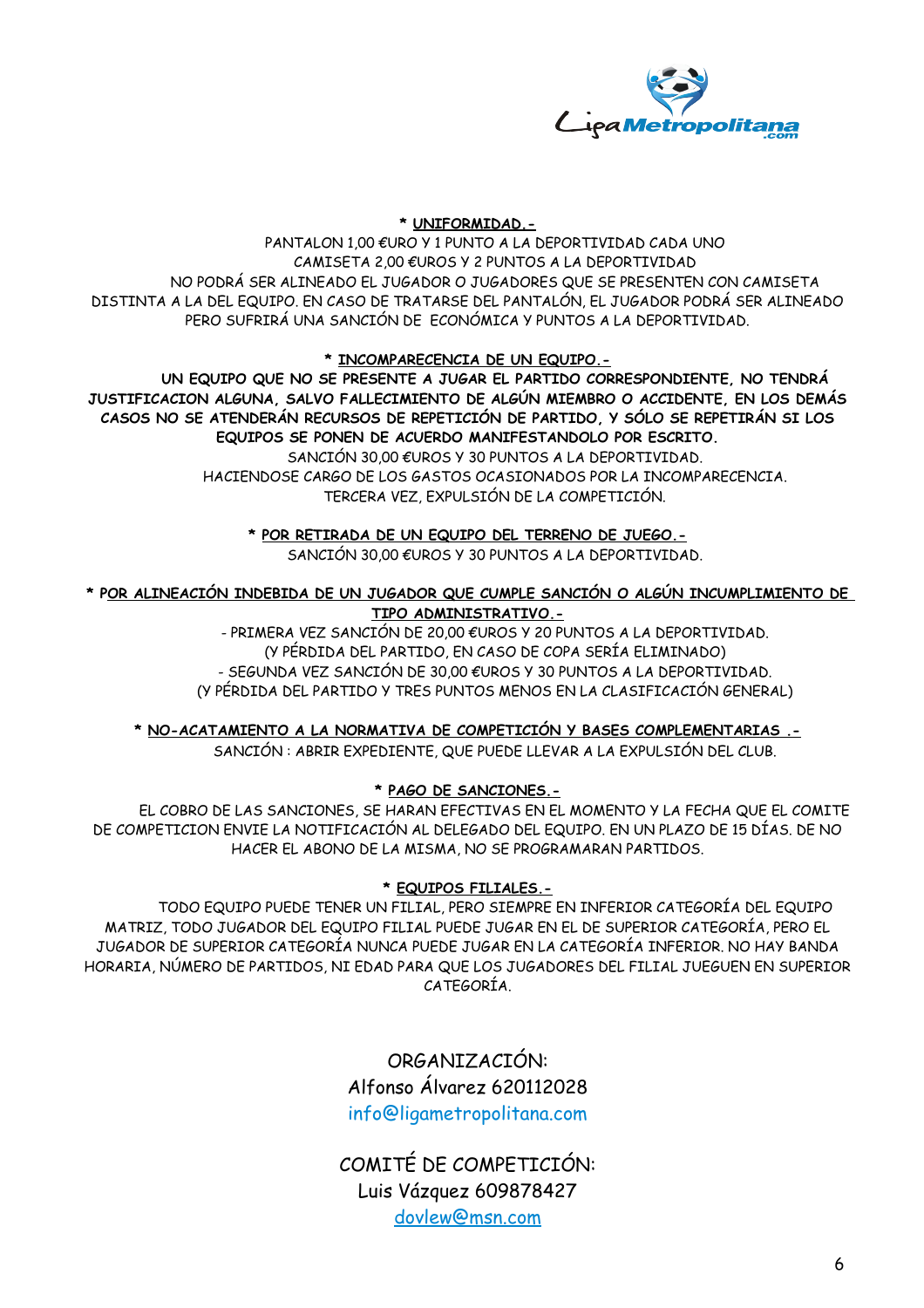**\* UNIFORMIDAD.-**

PANTALON 1,00 €URO Y 1 PUNTO A LA DEPORTIVIDAD CADA UNO
CAMISETA 2,00 €UROS Y 2 PUNTOS A LA DEPORTIVIDAD
NO PODRÁ SER ALINEADO EL JUGADOR O JUGADORES QUE SE PRESENTEN CON CAMISETA DISTINTA A LA DEL EQUIPO. EN CASO DE TRATARSE DEL PANTALÓN, EL JUGADOR PODRÁ SER ALINEADO PERO SUFRIRÁ UNA SANCIÓN DE ECONÓMICA Y PUNTOS A LA DEPORTIVIDAD.

**\* INCOMPARECENCIA DE UN EQUIPO.-**

**UN EQUIPO QUE NO SE PRESENTE A JUGAR EL PARTIDO CORRESPONDIENTE, NO TENDRÁ JUSTIFICACION ALGUNA, SALVO FALLECIMIENTO DE ALGÚN MIEMBRO O ACCIDENTE, EN LOS DEMÁS CASOS NO SE ATENDERÁN RECURSOS DE REPETICIÓN DE PARTIDO, Y SÓLO SE REPETIRÁN SI LOS EQUIPOS SE PONEN DE ACUERDO MANIFESTANDOLO POR ESCRITO.**
SANCIÓN 30,00 €UROS Y 30 PUNTOS A LA DEPORTIVIDAD.
HACIENDOSE CARGO DE LOS GASTOS OCASIONADOS POR LA INCOMPARECENCIA.
TERCERA VEZ, EXPULSIÓN DE LA COMPETICIÓN.

**\* POR RETIRADA DE UN EQUIPO DEL TERRENO DE JUEGO.-**

SANCIÓN 30,00 €UROS Y 30 PUNTOS A LA DEPORTIVIDAD.

**\* POR ALINEACIÓN INDEBIDA DE UN JUGADOR QUE CUMPLE SANCIÓN O ALGÚN INCUMPLIMIENTO DE TIPO ADMINISTRATIVO.-**

- PRIMERA VEZ SANCIÓN DE 20,00 €UROS Y 20 PUNTOS A LA DEPORTIVIDAD.
(Y PÉRDIDA DEL PARTIDO, EN CASO DE COPA SERÍA ELIMINADO)
- SEGUNDA VEZ SANCIÓN DE 30,00 €UROS Y 30 PUNTOS A LA DEPORTIVIDAD.
(Y PÉRDIDA DEL PARTIDO Y TRES PUNTOS MENOS EN LA CLASIFICACIÓN GENERAL)

**\* NO-ACATAMIENTO A LA NORMATIVA DE COMPETICIÓN Y BASES COMPLEMENTARIAS .-**

SANCIÓN : ABRIR EXPEDIENTE, QUE PUEDE LLEVAR A LA EXPULSIÓN DEL CLUB.

**\* PAGO DE SANCIONES.-**

EL COBRO DE LAS SANCIONES, SE HARAN EFECTIVAS EN EL MOMENTO Y LA FECHA QUE EL COMITE DE COMPETICION ENVIE LA NOTIFICACIÓN AL DELEGADO DEL EQUIPO. EN UN PLAZO DE 15 DÍAS. DE NO HACER EL ABONO DE LA MISMA, NO SE PROGRAMARAN PARTIDOS.

**\* EQUIPOS FILIALES.-**

TODO EQUIPO PUEDE TENER UN FILIAL, PERO SIEMPRE EN INFERIOR CATEGORÍA DEL EQUIPO MATRIZ, TODO JUGADOR DEL EQUIPO FILIAL PUEDE JUGAR EN EL DE SUPERIOR CATEGORÍA, PERO EL JUGADOR DE SUPERIOR CATEGORÍA NUNCA PUEDE JUGAR EN LA CATEGORÍA INFERIOR. NO HAY BANDA HORARIA, NÚMERO DE PARTIDOS, NI EDAD PARA QUE LOS JUGADORES DEL FILIAL JUEGUEN EN SUPERIOR CATEGORÍA.

ORGANIZACIÓN:
Alfonso Álvarez 620112028
info@ligametropolitana.com

COMITÉ DE COMPETICIÓN:
Luis Vázquez 609878427
dovlew@msn.com